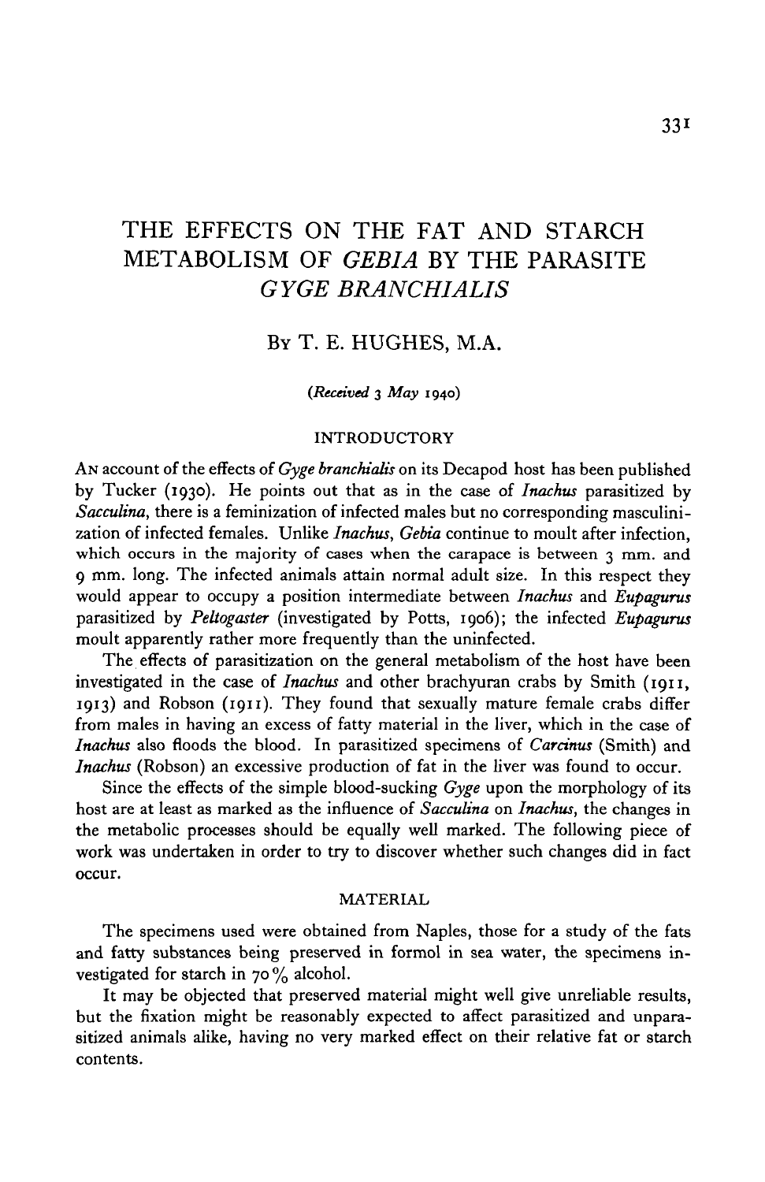# THE EFFECTS ON THE FAT AND STARCH METABOLISM OF *GEBIA* BY THE PARASITE *GYGE BRANCHIALIS*

By T. E. HUGHES, M.A.

*(Received 3 May 1940)*

## INTRODUCTORY

An account of the effects of *Gyge branchialis* on its Decapod host has been published by Tucker (1930). He points out that as in the case of *Inachus* parasitized by *Sacculina*, there is a feminization of infected males but no corresponding masculinization of infected females. Unlike *Inachus*, *Gebia* continue to moult after infection, which occurs in the majority of cases when the carapace is between 3 mm. and 9 mm. long. The infected animals attain normal adult size. In this respect they would appear to occupy a position intermediate between *Inachus* and *Eupagurus* parasitized by *Peltogaster* (investigated by Potts, 1906); the infected *Eupagurus* moult apparently rather more frequently than the uninfected.

The effects of parasitization on the general metabolism of the host have been investigated in the case of *Inachus* and other brachyuran crabs by Smith (1911, 1913) and Robson (1911). They found that sexually mature female crabs differ from males in having an excess of fatty material in the liver, which in the case of *Inachus* also floods the blood. In parasitized specimens of *Carcinus* (Smith) and *Inachus* (Robson) an excessive production of fat in the liver was found to occur.

Since the effects of the simple blood-sucking *Gyge* upon the morphology of its host are at least as marked as the influence of *Sacculina* on *Inachus*, the changes in the metabolic processes should be equally well marked. The following piece of work was undertaken in order to try to discover whether such changes did in fact occur.

## MATERIAL

The specimens used were obtained from Naples, those for a study of the fats and fatty substances being preserved in formol in sea water, the specimens investigated for starch in 70% alcohol.

It may be objected that preserved material might well give unreliable results, but the fixation might be reasonably expected to affect parasitized and unparasitized animals alike, having no very marked effect on their relative fat or starch contents.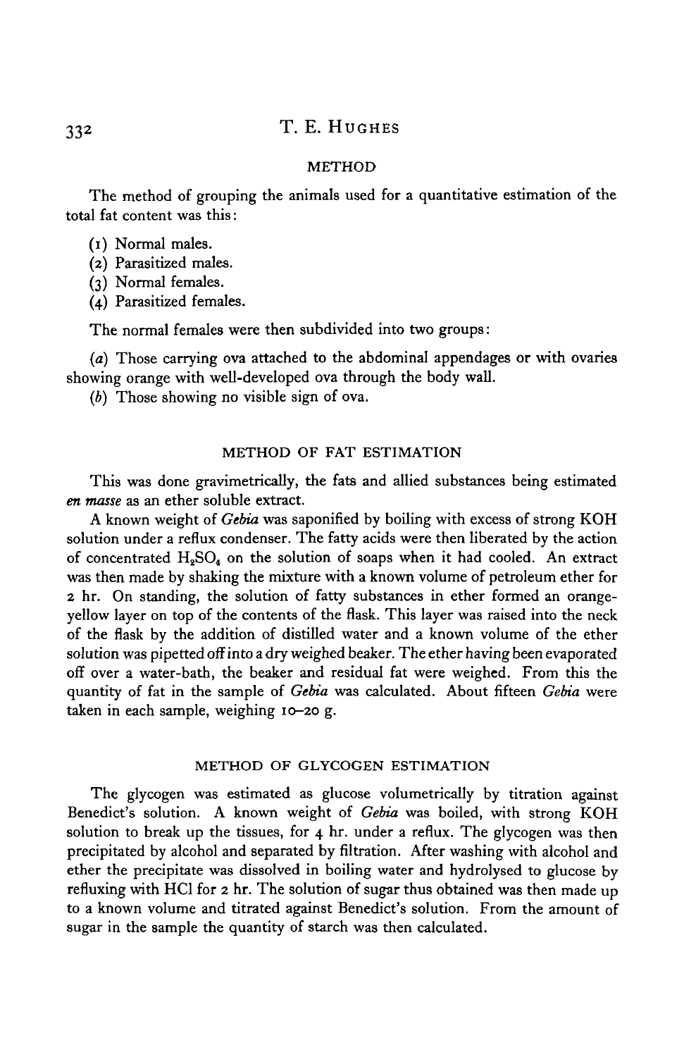## METHOD

The method of grouping the animals used for a quantitative estimation of the total fat content was this:

(1) Normal males.
(2) Parasitized males.
(3) Normal females.
(4) Parasitized females.

The normal females were then subdivided into two groups:

(*a*) Those carrying ova attached to the abdominal appendages or with ovaries showing orange with well-developed ova through the body wall.

(*b*) Those showing no visible sign of ova.

## METHOD OF FAT ESTIMATION

This was done gravimetrically, the fats and allied substances being estimated *en masse* as an ether soluble extract.

A known weight of *Gebia* was saponified by boiling with excess of strong KOH solution under a reflux condenser. The fatty acids were then liberated by the action of concentrated $H_2SO_4$ on the solution of soaps when it had cooled. An extract was then made by shaking the mixture with a known volume of petroleum ether for 2 hr. On standing, the solution of fatty substances in ether formed an orange-yellow layer on top of the contents of the flask. This layer was raised into the neck of the flask by the addition of distilled water and a known volume of the ether solution was pipetted off into a dry weighed beaker. The ether having been evaporated off over a water-bath, the beaker and residual fat were weighed. From this the quantity of fat in the sample of *Gebia* was calculated. About fifteen *Gebia* were taken in each sample, weighing 10–20 g.

## METHOD OF GLYCOGEN ESTIMATION

The glycogen was estimated as glucose volumetrically by titration against Benedict's solution. A known weight of *Gebia* was boiled, with strong KOH solution to break up the tissues, for 4 hr. under a reflux. The glycogen was then precipitated by alcohol and separated by filtration. After washing with alcohol and ether the precipitate was dissolved in boiling water and hydrolysed to glucose by refluxing with HCl for 2 hr. The solution of sugar thus obtained was then made up to a known volume and titrated against Benedict's solution. From the amount of sugar in the sample the quantity of starch was then calculated.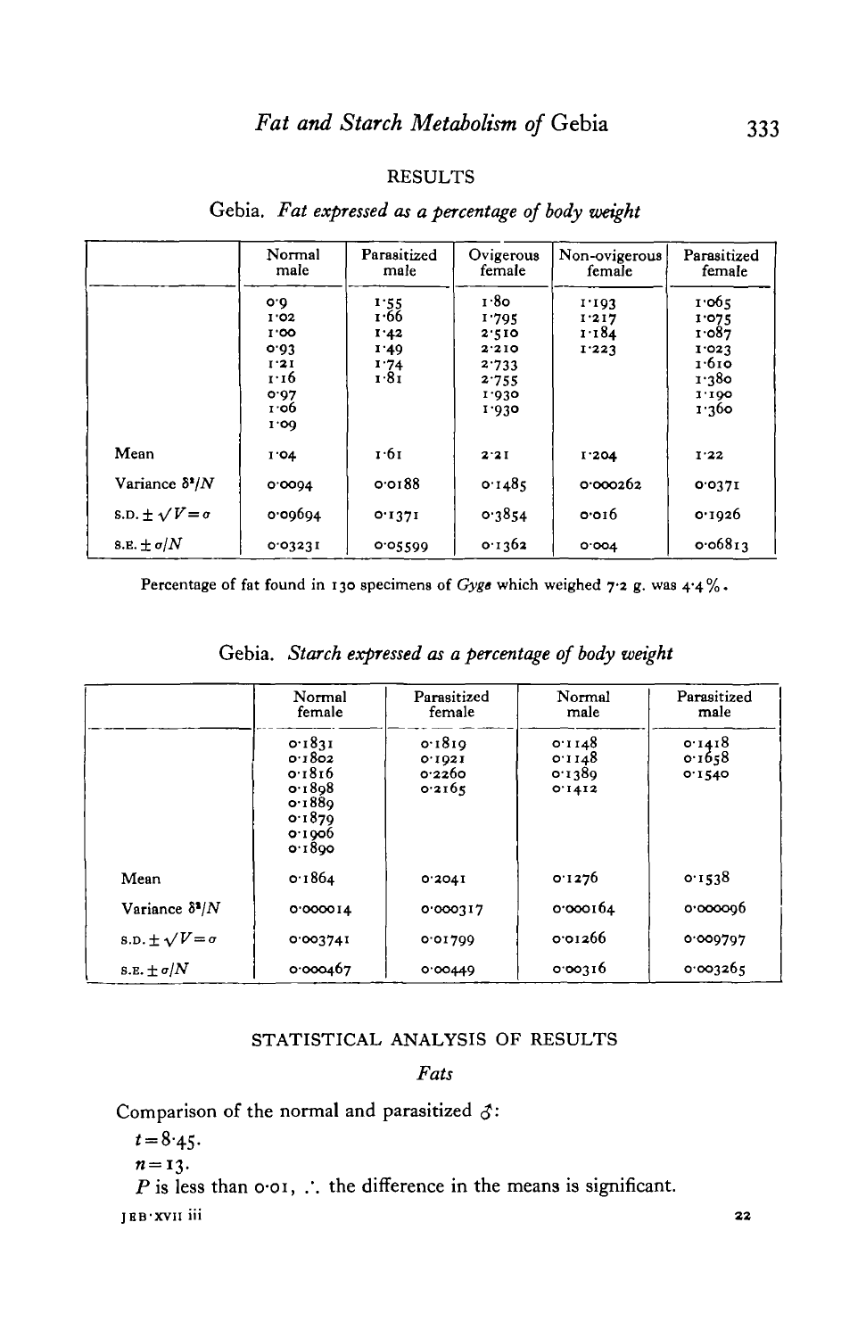## RESULTS

Gebia. *Fat expressed as a percentage of body weight*

| | Normal male | Parasitized male | Ovigerous female | Non-ovigerous female | Parasitized female |
|---|---|---|---|---|---|
| | 0.9 | 1.55 | 1.80 | 1.193 | 1.065 |
| | 1.02 | 1.66 | 1.795 | 1.217 | 1.075 |
| | 1.00 | 1.42 | 2.510 | 1.184 | 1.087 |
| | 0.93 | 1.49 | 2.210 | 1.223 | 1.023 |
| | 1.21 | 1.74 | 2.733 | | 1.610 |
| | 1.16 | 1.81 | 2.755 | | 1.380 |
| | 0.97 | | 1.930 | | 1.190 |
| | 1.06 | | 1.930 | | 1.360 |
| | 1.09 | | | | |
| Mean | 1.04 | 1.61 | 2.21 | 1.204 | 1.22 |
| Variance $\delta^2/N$ | 0.0094 | 0.0188 | 0.1485 | 0.000262 | 0.0371 |
| S.D. $\pm\sqrt{V}=\sigma$ | 0.09694 | 0.1371 | 0.3854 | 0.016 | 0.1926 |
| S.E. $\pm\sigma/N$ | 0.03231 | 0.05599 | 0.1362 | 0.004 | 0.06813 |

Percentage of fat found in 130 specimens of *Gyge* which weighed 7.2 g. was 4.4%.

Gebia. *Starch expressed as a percentage of body weight*

| | Normal female | Parasitized female | Normal male | Parasitized male |
|---|---|---|---|---|
| | 0.1831 | 0.1819 | 0.1148 | 0.1418 |
| | 0.1802 | 0.1921 | 0.1148 | 0.1658 |
| | 0.1816 | 0.2260 | 0.1389 | 0.1540 |
| | 0.1898 | 0.2165 | 0.1412 | |
| | 0.1889 | | | |
| | 0.1879 | | | |
| | 0.1906 | | | |
| | 0.1890 | | | |
| Mean | 0.1864 | 0.2041 | 0.1276 | 0.1538 |
| Variance $\delta^2/N$ | 0.000014 | 0.000317 | 0.000164 | 0.000096 |
| S.D. $\pm\sqrt{V}=\sigma$ | 0.003741 | 0.01799 | 0.01266 | 0.009797 |
| S.E. $\pm\sigma/N$ | 0.000467 | 0.00449 | 0.00316 | 0.003265 |

## STATISTICAL ANALYSIS OF RESULTS

### Fats

Comparison of the normal and parasitized ♂:

$t=8.45$.

$n=13$.

$P$ is less than 0.01, ∴ the difference in the means is significant.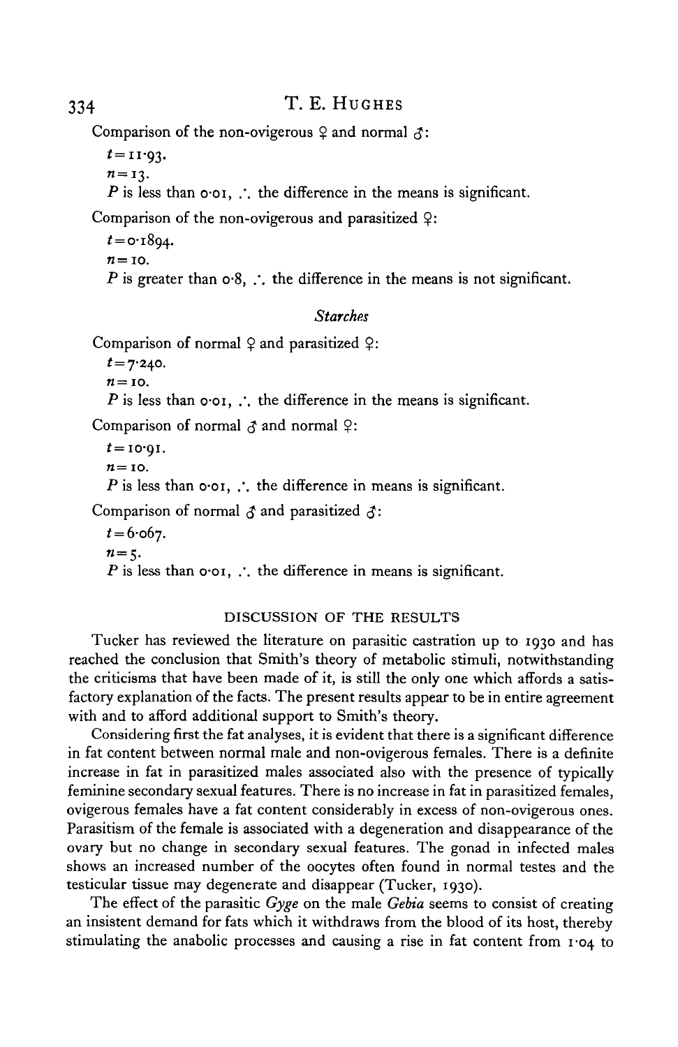Comparison of the non-ovigerous ♀ and normal ♂:

$t = 11 \cdot 93$.

$n = 13$.

$P$ is less than 0·01, ∴ the difference in the means is significant.

Comparison of the non-ovigerous and parasitized ♀:

$t = 0 \cdot 1894$.

$n = 10$.

$P$ is greater than 0·8, ∴ the difference in the means is not significant.

### *Starches*

Comparison of normal ♀ and parasitized ♀:

$t = 7 \cdot 240$.

$n = 10$.

$P$ is less than 0·01, ∴ the difference in the means is significant.

Comparison of normal ♂ and normal ♀:

$t = 10 \cdot 91$.

$n = 10$.

$P$ is less than 0·01, ∴ the difference in means is significant.

Comparison of normal ♂ and parasitized ♂:

$t = 6 \cdot 067$.

$n = 5$.

$P$ is less than 0·01, ∴ the difference in means is significant.

## DISCUSSION OF THE RESULTS

Tucker has reviewed the literature on parasitic castration up to 1930 and has reached the conclusion that Smith's theory of metabolic stimuli, notwithstanding the criticisms that have been made of it, is still the only one which affords a satisfactory explanation of the facts. The present results appear to be in entire agreement with and to afford additional support to Smith's theory.

Considering first the fat analyses, it is evident that there is a significant difference in fat content between normal male and non-ovigerous females. There is a definite increase in fat in parasitized males associated also with the presence of typically feminine secondary sexual features. There is no increase in fat in parasitized females, ovigerous females have a fat content considerably in excess of non-ovigerous ones. Parasitism of the female is associated with a degeneration and disappearance of the ovary but no change in secondary sexual features. The gonad in infected males shows an increased number of the oocytes often found in normal testes and the testicular tissue may degenerate and disappear (Tucker, 1930).

The effect of the parasitic *Gyge* on the male *Gebia* seems to consist of creating an insistent demand for fats which it withdraws from the blood of its host, thereby stimulating the anabolic processes and causing a rise in fat content from 1·04 to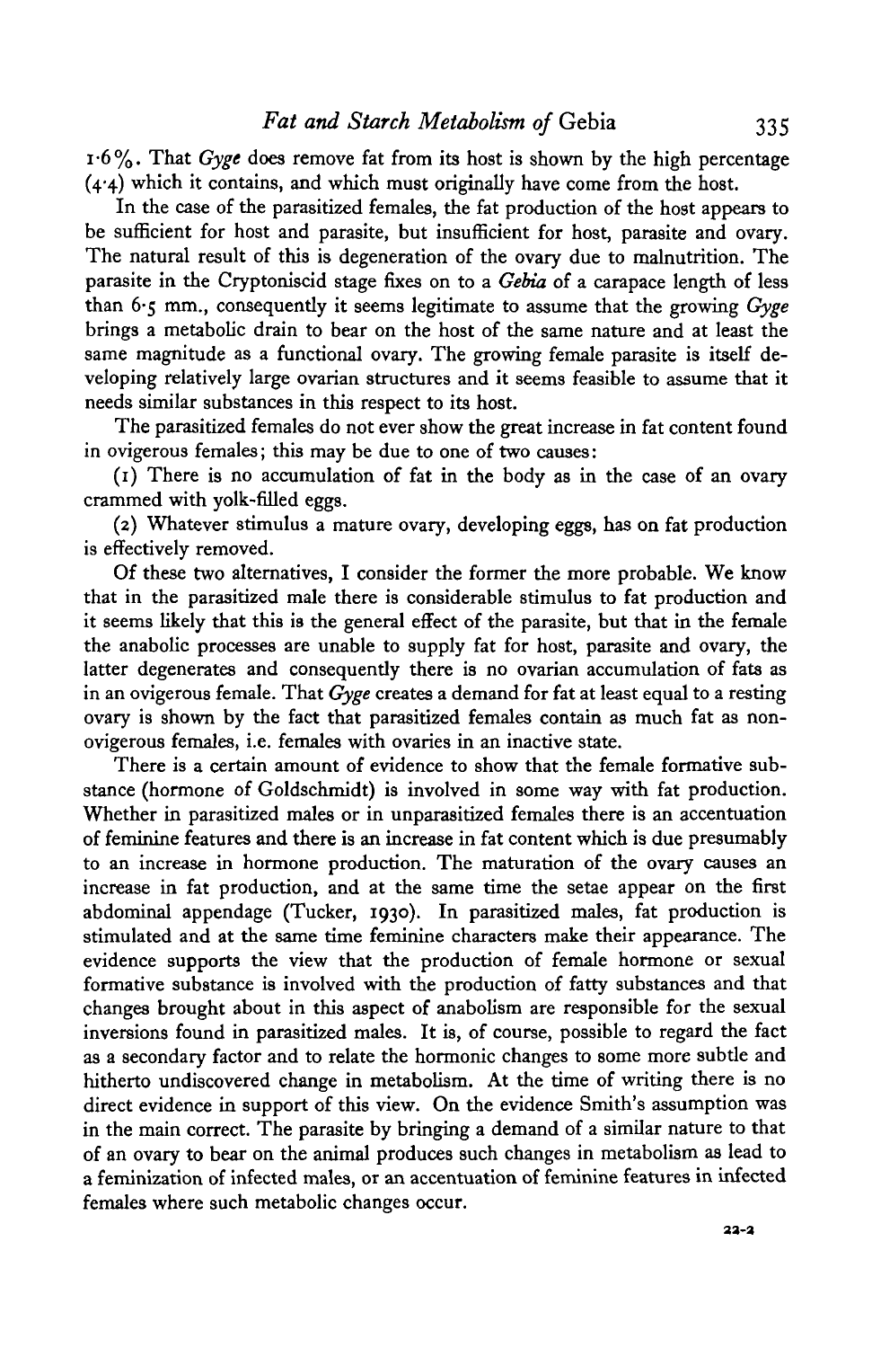1·6%. That *Gyge* does remove fat from its host is shown by the high percentage (4·4) which it contains, and which must originally have come from the host.

In the case of the parasitized females, the fat production of the host appears to be sufficient for host and parasite, but insufficient for host, parasite and ovary. The natural result of this is degeneration of the ovary due to malnutrition. The parasite in the Cryptoniscid stage fixes on to a *Gebia* of a carapace length of less than 6·5 mm., consequently it seems legitimate to assume that the growing *Gyge* brings a metabolic drain to bear on the host of the same nature and at least the same magnitude as a functional ovary. The growing female parasite is itself developing relatively large ovarian structures and it seems feasible to assume that it needs similar substances in this respect to its host.

The parasitized females do not ever show the great increase in fat content found in ovigerous females; this may be due to one of two causes:

(1) There is no accumulation of fat in the body as in the case of an ovary crammed with yolk-filled eggs.

(2) Whatever stimulus a mature ovary, developing eggs, has on fat production is effectively removed.

Of these two alternatives, I consider the former the more probable. We know that in the parasitized male there is considerable stimulus to fat production and it seems likely that this is the general effect of the parasite, but that in the female the anabolic processes are unable to supply fat for host, parasite and ovary, the latter degenerates and consequently there is no ovarian accumulation of fats as in an ovigerous female. That *Gyge* creates a demand for fat at least equal to a resting ovary is shown by the fact that parasitized females contain as much fat as non-ovigerous females, i.e. females with ovaries in an inactive state.

There is a certain amount of evidence to show that the female formative substance (hormone of Goldschmidt) is involved in some way with fat production. Whether in parasitized males or in unparasitized females there is an accentuation of feminine features and there is an increase in fat content which is due presumably to an increase in hormone production. The maturation of the ovary causes an increase in fat production, and at the same time the setae appear on the first abdominal appendage (Tucker, 1930). In parasitized males, fat production is stimulated and at the same time feminine characters make their appearance. The evidence supports the view that the production of female hormone or sexual formative substance is involved with the production of fatty substances and that changes brought about in this aspect of anabolism are responsible for the sexual inversions found in parasitized males. It is, of course, possible to regard the fact as a secondary factor and to relate the hormonic changes to some more subtle and hitherto undiscovered change in metabolism. At the time of writing there is no direct evidence in support of this view. On the evidence Smith's assumption was in the main correct. The parasite by bringing a demand of a similar nature to that of an ovary to bear on the animal produces such changes in metabolism as lead to a feminization of infected males, or an accentuation of feminine features in infected females where such metabolic changes occur.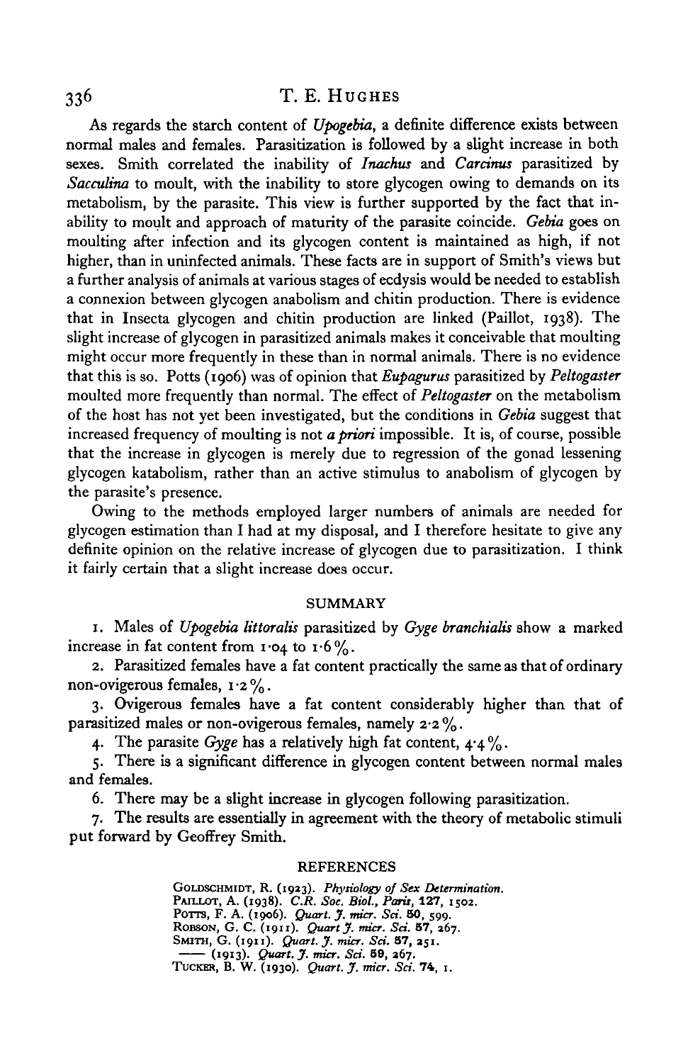As regards the starch content of *Upogebia*, a definite difference exists between normal males and females. Parasitization is followed by a slight increase in both sexes. Smith correlated the inability of *Inachus* and *Carcinus* parasitized by *Sacculina* to moult, with the inability to store glycogen owing to demands on its metabolism, by the parasite. This view is further supported by the fact that inability to moult and approach of maturity of the parasite coincide. *Gebia* goes on moulting after infection and its glycogen content is maintained as high, if not higher, than in uninfected animals. These facts are in support of Smith's views but a further analysis of animals at various stages of ecdysis would be needed to establish a connexion between glycogen anabolism and chitin production. There is evidence that in Insecta glycogen and chitin production are linked (Paillot, 1938). The slight increase of glycogen in parasitized animals makes it conceivable that moulting might occur more frequently in these than in normal animals. There is no evidence that this is so. Potts (1906) was of opinion that *Eupagurus* parasitized by *Peltogaster* moulted more frequently than normal. The effect of *Peltogaster* on the metabolism of the host has not yet been investigated, but the conditions in *Gebia* suggest that increased frequency of moulting is not *a priori* impossible. It is, of course, possible that the increase in glycogen is merely due to regression of the gonad lessening glycogen katabolism, rather than an active stimulus to anabolism of glycogen by the parasite's presence.

Owing to the methods employed larger numbers of animals are needed for glycogen estimation than I had at my disposal, and I therefore hesitate to give any definite opinion on the relative increase of glycogen due to parasitization. I think it fairly certain that a slight increase does occur.

## SUMMARY

1. Males of *Upogebia littoralis* parasitized by *Gyge branchialis* show a marked increase in fat content from 1·04 to 1·6 %.

2. Parasitized females have a fat content practically the same as that of ordinary non-ovigerous females, 1·2 %.

3. Ovigerous females have a fat content considerably higher than that of parasitized males or non-ovigerous females, namely 2·2 %.

4. The parasite *Gyge* has a relatively high fat content, 4·4 %.

5. There is a significant difference in glycogen content between normal males and females.

6. There may be a slight increase in glycogen following parasitization.

7. The results are essentially in agreement with the theory of metabolic stimuli put forward by Geoffrey Smith.

## REFERENCES

GOLDSCHMIDT, R. (1923). *Physiology of Sex Determination.*
PAILLOT, A. (1938). *C.R. Soc. Biol., Paris*, **127**, 1502.
POTTS, F. A. (1906). *Quart. J. micr. Sci.* **50**, 599.
ROBSON, G. C. (1911). *Quart J. micr. Sci.* **57**, 267.
SMITH, G. (1911). *Quart. J. micr. Sci.* **57**, 251.
—— (1913). *Quart. J. micr. Sci.* **59**, 267.
TUCKER, B. W. (1930). *Quart. J. micr. Sci.* **74**, 1.